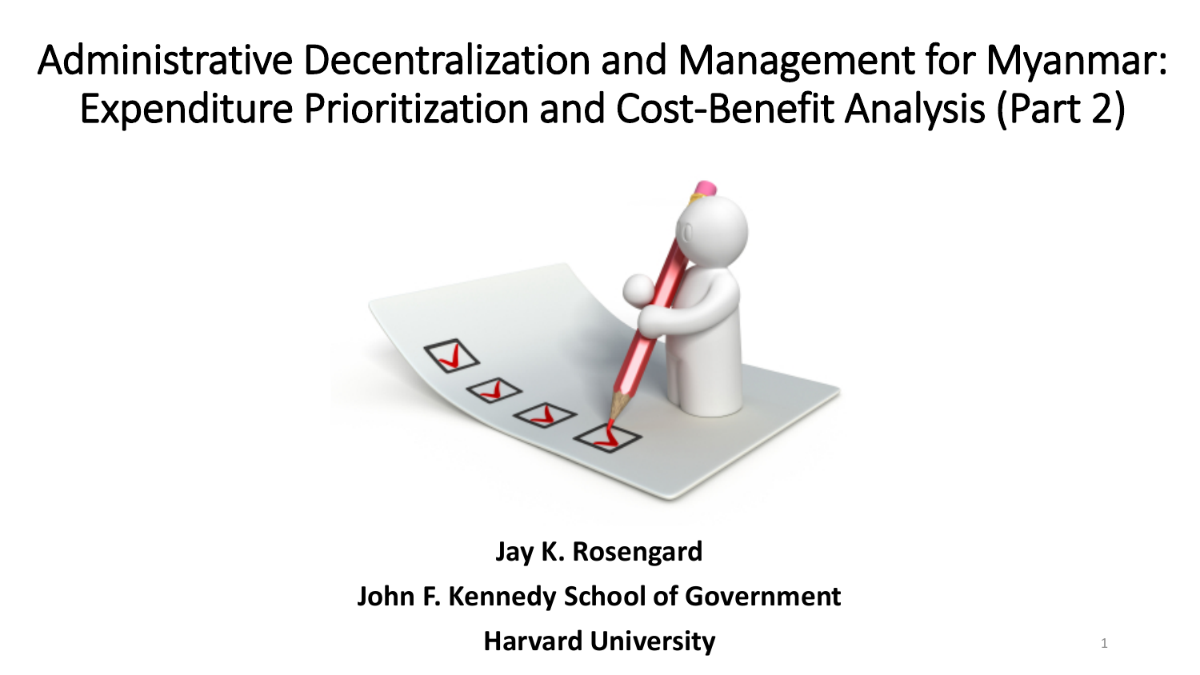# Administrative Decentralization and Management for Myanmar: Expenditure Prioritization and Cost-Benefit Analysis (Part 2)

**Jay K. Rosengard**

**John F. Kennedy School of Government**

**Harvard University**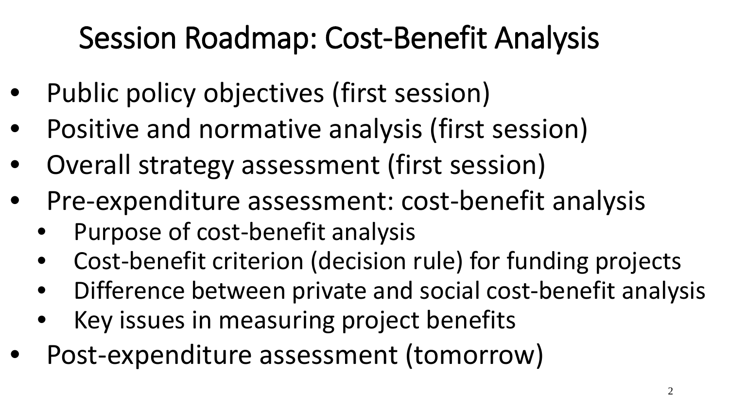# Session Roadmap: Cost-Benefit Analysis

- Public policy objectives (first session)
- Positive and normative analysis (first session)
- Overall strategy assessment (first session)
- Pre-expenditure assessment: cost-benefit analysis
  - Purpose of cost-benefit analysis
  - Cost-benefit criterion (decision rule) for funding projects
  - Difference between private and social cost-benefit analysis
  - Key issues in measuring project benefits
- Post-expenditure assessment (tomorrow)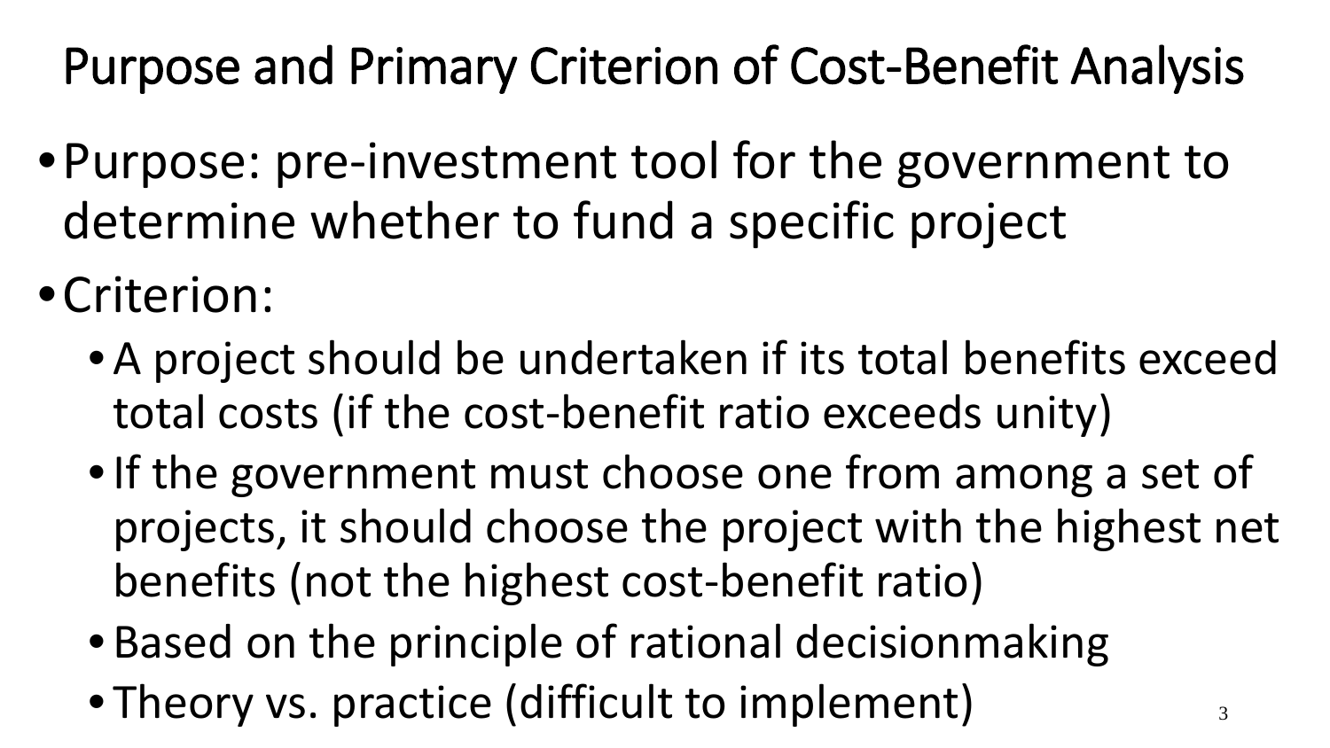# Purpose and Primary Criterion of Cost-Benefit Analysis

- Purpose: pre-investment tool for the government to determine whether to fund a specific project
- Criterion:
  - A project should be undertaken if its total benefits exceed total costs (if the cost-benefit ratio exceeds unity)
  - If the government must choose one from among a set of projects, it should choose the project with the highest net benefits (not the highest cost-benefit ratio)
  - Based on the principle of rational decisionmaking
  - Theory vs. practice (difficult to implement)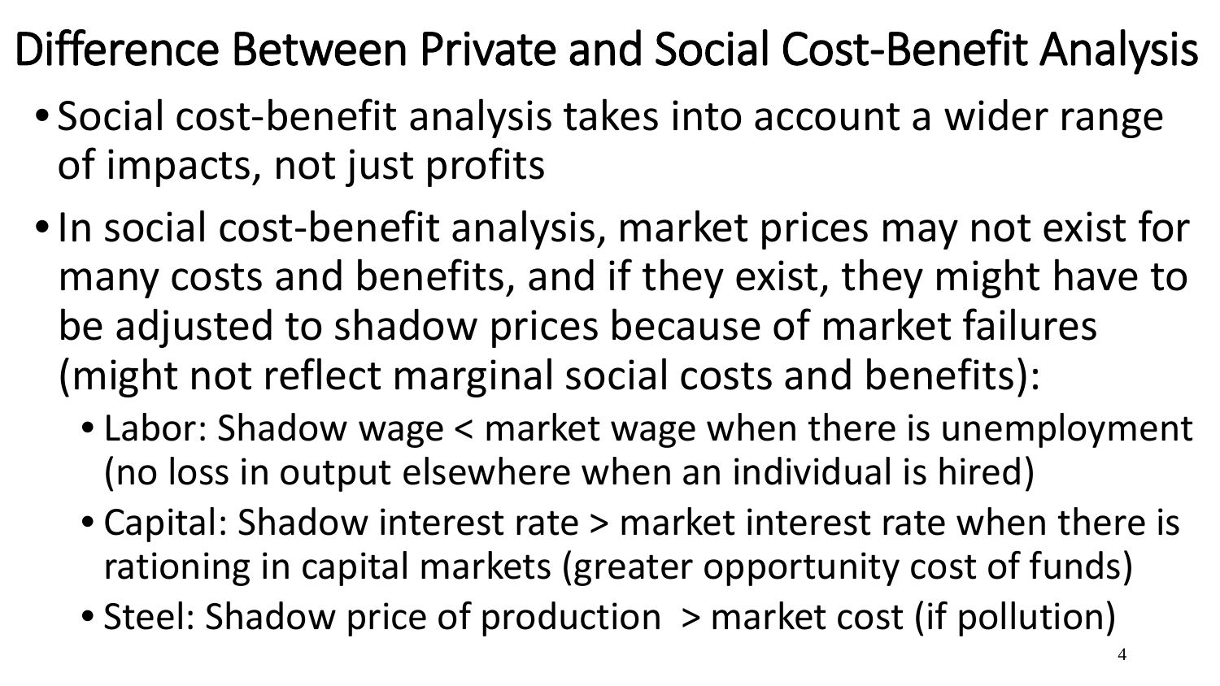# Difference Between Private and Social Cost-Benefit Analysis

- Social cost-benefit analysis takes into account a wider range of impacts, not just profits
- In social cost-benefit analysis, market prices may not exist for many costs and benefits, and if they exist, they might have to be adjusted to shadow prices because of market failures (might not reflect marginal social costs and benefits):
  - Labor: Shadow wage < market wage when there is unemployment (no loss in output elsewhere when an individual is hired)
  - Capital: Shadow interest rate > market interest rate when there is rationing in capital markets (greater opportunity cost of funds)
  - Steel: Shadow price of production > market cost (if pollution)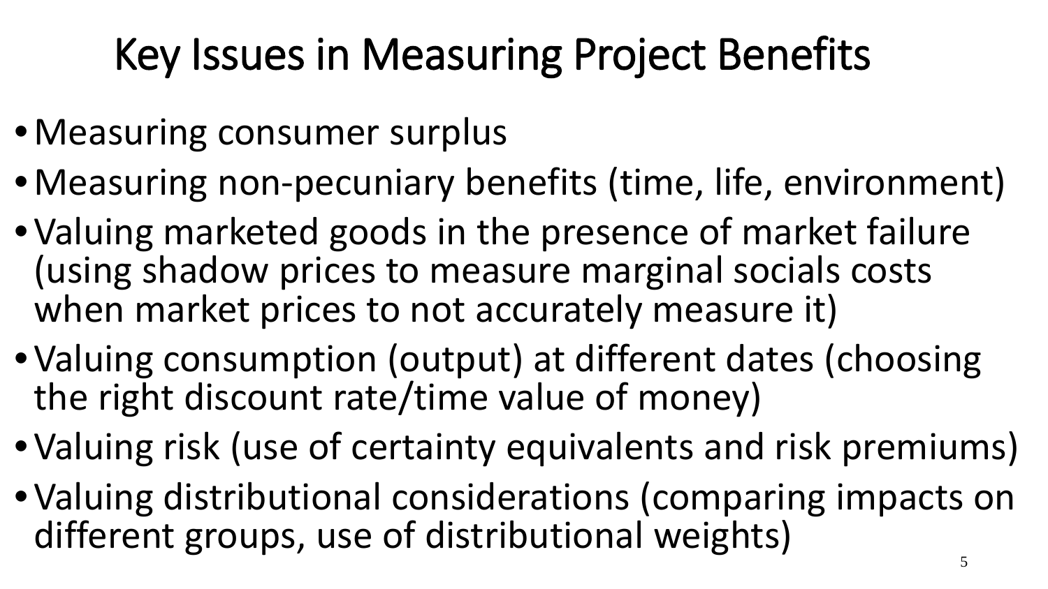# Key Issues in Measuring Project Benefits

- Measuring consumer surplus
- Measuring non-pecuniary benefits (time, life, environment)
- Valuing marketed goods in the presence of market failure (using shadow prices to measure marginal socials costs when market prices to not accurately measure it)
- Valuing consumption (output) at different dates (choosing the right discount rate/time value of money)
- Valuing risk (use of certainty equivalents and risk premiums)
- Valuing distributional considerations (comparing impacts on different groups, use of distributional weights)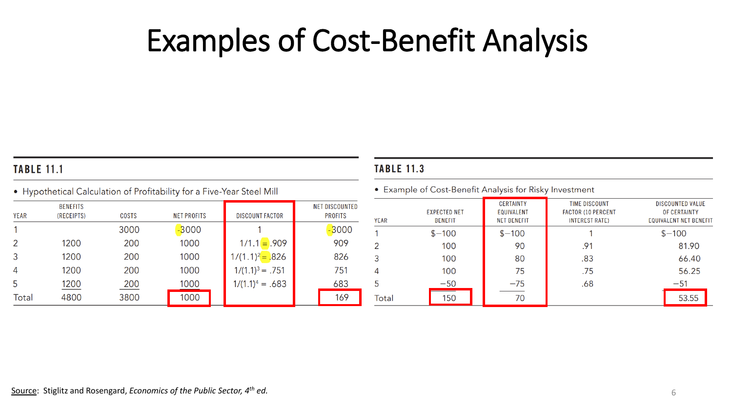# Examples of Cost-Benefit Analysis

**TABLE 11.1**

- Hypothetical Calculation of Profitability for a Five-Year Steel Mill

| YEAR | BENEFITS (RECEIPTS) | COSTS | NET PROFITS | DISCOUNT FACTOR | NET DISCOUNTED PROFITS |
|---|---|---|---|---|---|
| 1 | | 3000 | -3000 | 1 | -3000 |
| 2 | 1200 | 200 | 1000 | $1/1.1 = .909$ | 909 |
| 3 | 1200 | 200 | 1000 | $1/(1.1)^2 = .826$ | 826 |
| 4 | 1200 | 200 | 1000 | $1/(1.1)^3 = .751$ | 751 |
| 5 | 1200 | 200 | 1000 | $1/(1.1)^4 = .683$ | 683 |
| Total | 4800 | 3800 | 1000 | | 169 |

**TABLE 11.3**

- Example of Cost-Benefit Analysis for Risky Investment

| YEAR | EXPECTED NET BENEFIT | CERTAINTY EQUIVALENT NET BENEFIT | TIME DISCOUNT FACTOR (10 PERCENT INTEREST RATE) | DISCOUNTED VALUE OF CERTAINTY EQUIVALENT NET BENEFIT |
|---|---|---|---|---|
| 1 | $-100 | $-100 | 1 | $-100 |
| 2 | 100 | 90 | .91 | 81.90 |
| 3 | 100 | 80 | .83 | 66.40 |
| 4 | 100 | 75 | .75 | 56.25 |
| 5 | −50 | −75 | .68 | −51 |
| Total | 150 | 70 | | 53.55 |

Source: Stiglitz and Rosengard, *Economics of the Public Sector, 4th ed.*